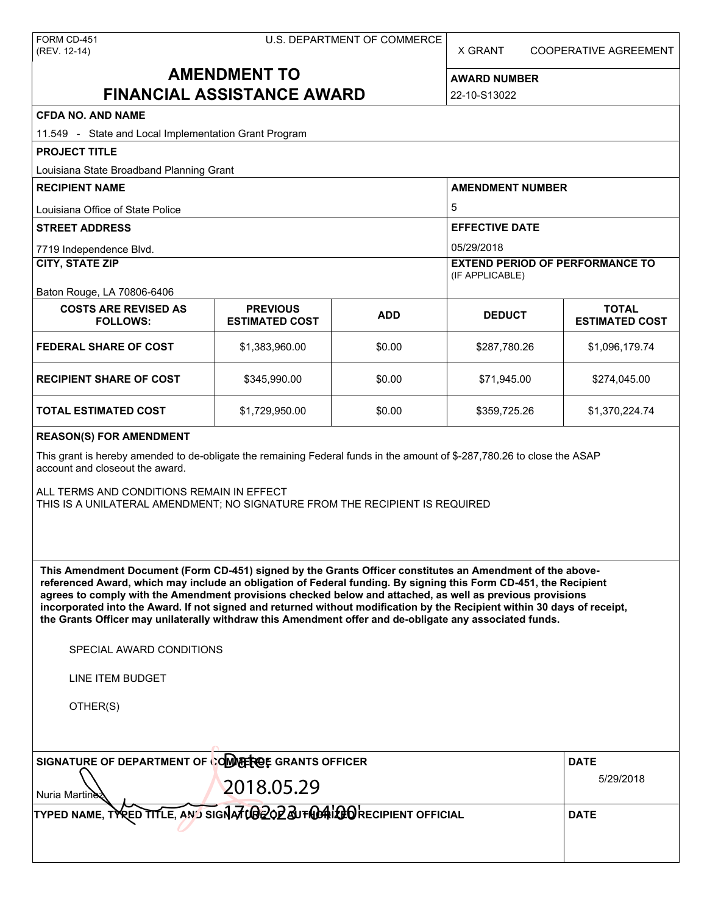FORM CD-451
(REV. 12-14)

U.S. DEPARTMENT OF COMMERCE

X GRANT     COOPERATIVE AGREEMENT

# AMENDMENT TO FINANCIAL ASSISTANCE AWARD

**AWARD NUMBER**
22-10-S13022

**CFDA NO. AND NAME**
11.549 - State and Local Implementation Grant Program

**PROJECT TITLE**
Louisiana State Broadband Planning Grant

**RECIPIENT NAME**
Louisiana Office of State Police

**AMENDMENT NUMBER**
5

**STREET ADDRESS**
7719 Independence Blvd.

**EFFECTIVE DATE**
05/29/2018

**CITY, STATE ZIP**
Baton Rouge, LA 70806-6406

**EXTEND PERIOD OF PERFORMANCE TO** (IF APPLICABLE)

| COSTS ARE REVISED AS FOLLOWS: | PREVIOUS ESTIMATED COST | ADD | DEDUCT | TOTAL ESTIMATED COST |
|---|---|---|---|---|
| FEDERAL SHARE OF COST | $1,383,960.00 | $0.00 | $287,780.26 | $1,096,179.74 |
| RECIPIENT SHARE OF COST | $345,990.00 | $0.00 | $71,945.00 | $274,045.00 |
| TOTAL ESTIMATED COST | $1,729,950.00 | $0.00 | $359,725.26 | $1,370,224.74 |

**REASON(S) FOR AMENDMENT**

This grant is hereby amended to de-obligate the remaining Federal funds in the amount of $-287,780.26 to close the ASAP account and closeout the award.

ALL TERMS AND CONDITIONS REMAIN IN EFFECT
THIS IS A UNILATERAL AMENDMENT; NO SIGNATURE FROM THE RECIPIENT IS REQUIRED

**This Amendment Document (Form CD-451) signed by the Grants Officer constitutes an Amendment of the above-referenced Award, which may include an obligation of Federal funding. By signing this Form CD-451, the Recipient agrees to comply with the Amendment provisions checked below and attached, as well as previous provisions incorporated into the Award. If not signed and returned without modification by the Recipient within 30 days of receipt, the Grants Officer may unilaterally withdraw this Amendment offer and de-obligate any associated funds.**

SPECIAL AWARD CONDITIONS

LINE ITEM BUDGET

OTHER(S)

**SIGNATURE OF DEPARTMENT OF COMMERCE GRANTS OFFICER**
Nuria Martinez
Date: 2018.05.29 17:02:23 -04'00'

**DATE**
5/29/2018

**TYPED NAME, TYPED TITLE, AND SIGNATURE OF AUTHORIZED RECIPIENT OFFICIAL**

**DATE**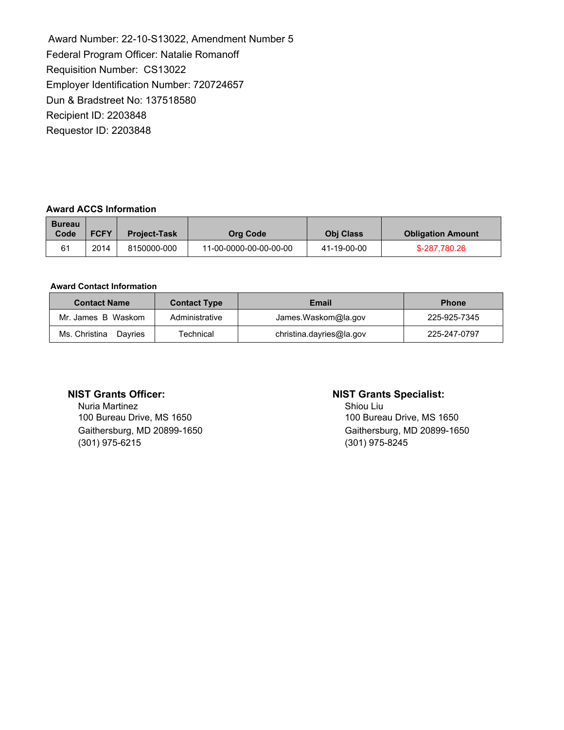Award Number: 22-10-S13022, Amendment Number 5
Federal Program Officer: Natalie Romanoff
Requisition Number: CS13022
Employer Identification Number: 720724657
Dun & Bradstreet No: 137518580
Recipient ID: 2203848
Requestor ID: 2203848

**Award ACCS Information**

| Bureau Code | FCFY | Project-Task | Org Code | Obj Class | Obligation Amount |
|---|---|---|---|---|---|
| 61 | 2014 | 8150000-000 | 11-00-0000-00-00-00-00 | 41-19-00-00 | $-287,780.26 |

**Award Contact Information**

| Contact Name | Contact Type | Email | Phone |
|---|---|---|---|
| Mr. James B Waskom | Administrative | James.Waskom@la.gov | 225-925-7345 |
| Ms. Christina Dayries | Technical | christina.dayries@la.gov | 225-247-0797 |

**NIST Grants Officer:**
Nuria Martinez
100 Bureau Drive, MS 1650
Gaithersburg, MD 20899-1650
(301) 975-6215

**NIST Grants Specialist:**
Shiou Liu
100 Bureau Drive, MS 1650
Gaithersburg, MD 20899-1650
(301) 975-8245